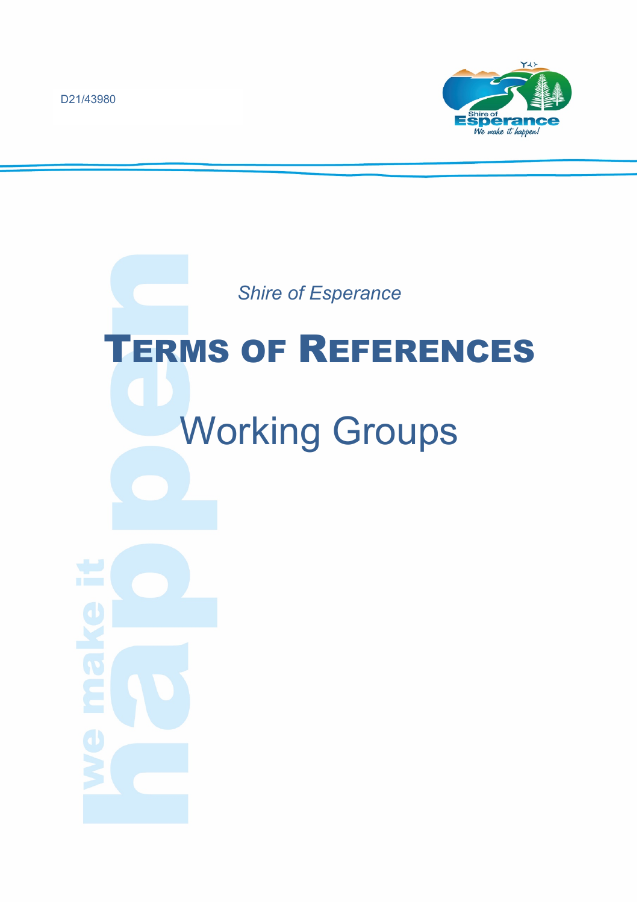D21/43980

*Shire of Esperance*

# Terms of References

## Working Groups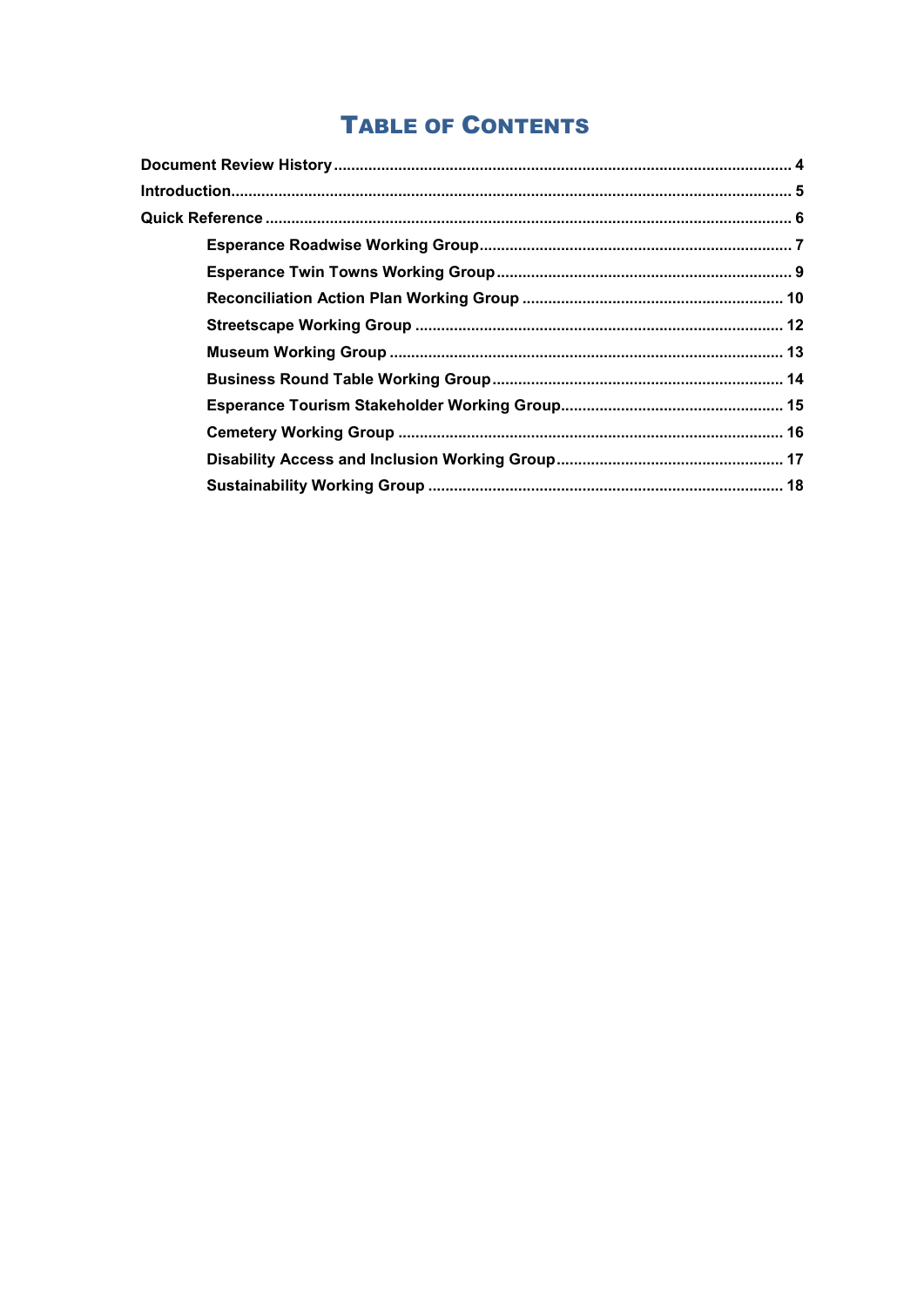# Table of Contents

**Document Review History** .......... 4

**Introduction** .......... 5

**Quick Reference** .......... 6

- **Esperance Roadwise Working Group** .......... 7
- **Esperance Twin Towns Working Group** .......... 9
- **Reconciliation Action Plan Working Group** .......... 10
- **Streetscape Working Group** .......... 12
- **Museum Working Group** .......... 13
- **Business Round Table Working Group** .......... 14
- **Esperance Tourism Stakeholder Working Group** .......... 15
- **Cemetery Working Group** .......... 16
- **Disability Access and Inclusion Working Group** .......... 17
- **Sustainability Working Group** .......... 18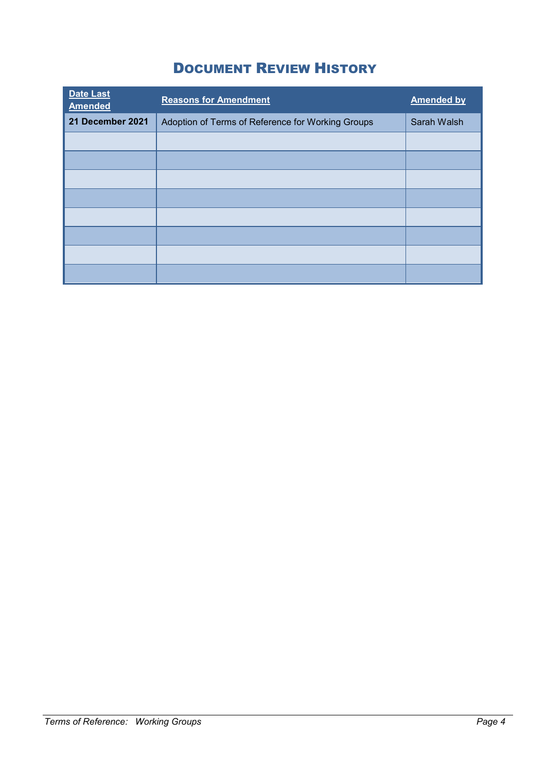# DOCUMENT REVIEW HISTORY

| Date Last Amended | Reasons for Amendment | Amended by |
| --- | --- | --- |
| **21 December 2021** | Adoption of Terms of Reference for Working Groups | Sarah Walsh |
| | | |
| | | |
| | | |
| | | |
| | | |
| | | |
| | | |
| | | |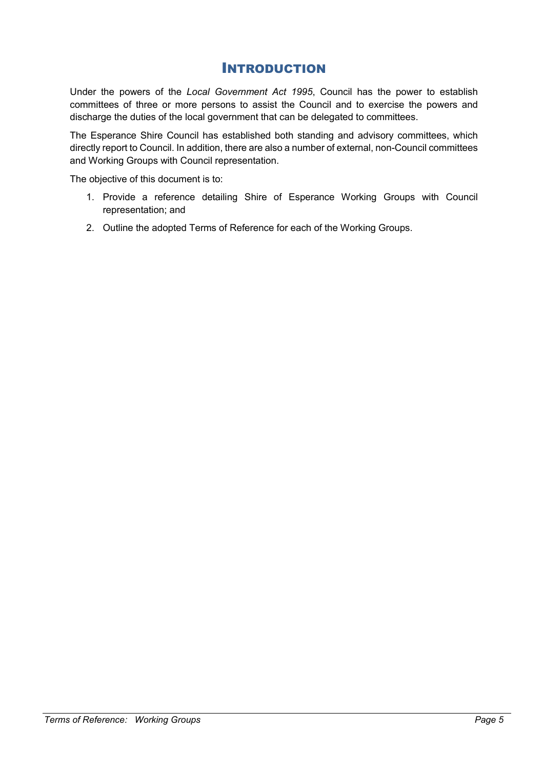# Introduction

Under the powers of the *Local Government Act 1995*, Council has the power to establish committees of three or more persons to assist the Council and to exercise the powers and discharge the duties of the local government that can be delegated to committees.

The Esperance Shire Council has established both standing and advisory committees, which directly report to Council. In addition, there are also a number of external, non-Council committees and Working Groups with Council representation.

The objective of this document is to:

1. Provide a reference detailing Shire of Esperance Working Groups with Council representation; and
2. Outline the adopted Terms of Reference for each of the Working Groups.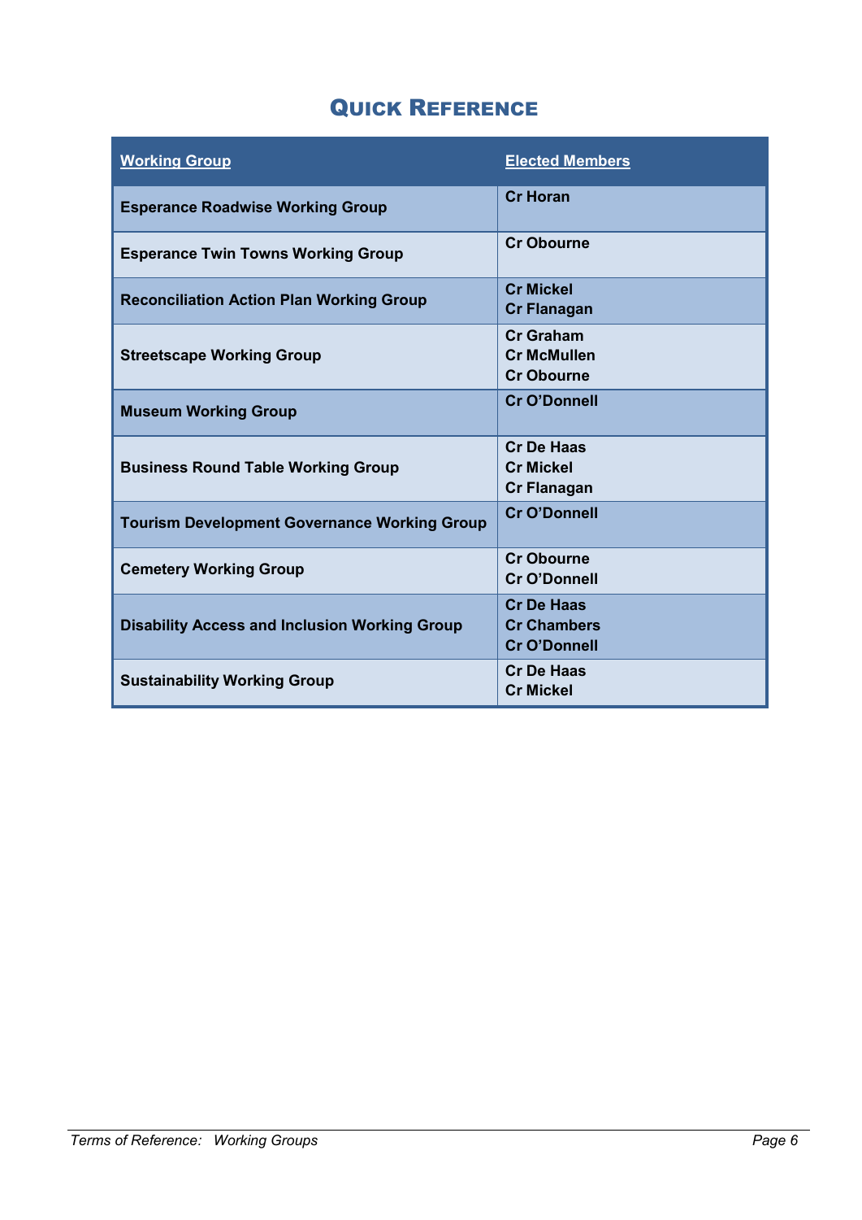# Quick Reference

| Working Group | Elected Members |
|---|---|
| **Esperance Roadwise Working Group** | **Cr Horan** |
| **Esperance Twin Towns Working Group** | **Cr Obourne** |
| **Reconciliation Action Plan Working Group** | **Cr Mickel**<br>**Cr Flanagan** |
| **Streetscape Working Group** | **Cr Graham**<br>**Cr McMullen**<br>**Cr Obourne** |
| **Museum Working Group** | **Cr O'Donnell** |
| **Business Round Table Working Group** | **Cr De Haas**<br>**Cr Mickel**<br>**Cr Flanagan** |
| **Tourism Development Governance Working Group** | **Cr O'Donnell** |
| **Cemetery Working Group** | **Cr Obourne**<br>**Cr O'Donnell** |
| **Disability Access and Inclusion Working Group** | **Cr De Haas**<br>**Cr Chambers**<br>**Cr O'Donnell** |
| **Sustainability Working Group** | **Cr De Haas**<br>**Cr Mickel** |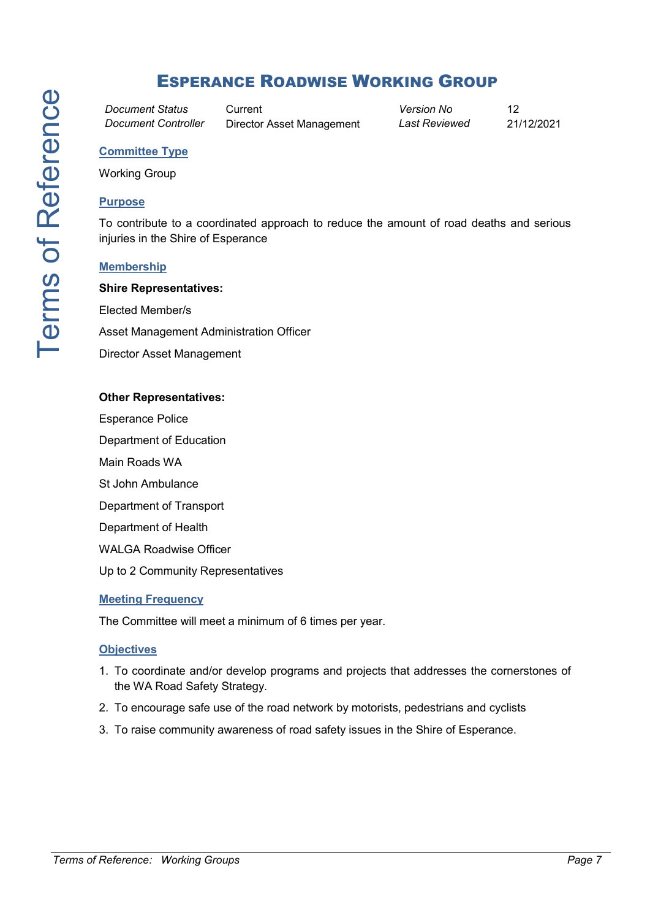# Esperance Roadwise Working Group

| *Document Status* | Current | *Version No* | 12 |
|---|---|---|---|
| *Document Controller* | Director Asset Management | *Last Reviewed* | 21/12/2021 |

## Committee Type

Working Group

## Purpose

To contribute to a coordinated approach to reduce the amount of road deaths and serious injuries in the Shire of Esperance

## Membership

**Shire Representatives:**

Elected Member/s

Asset Management Administration Officer

Director Asset Management

**Other Representatives:**

Esperance Police

Department of Education

Main Roads WA

St John Ambulance

Department of Transport

Department of Health

WALGA Roadwise Officer

Up to 2 Community Representatives

## Meeting Frequency

The Committee will meet a minimum of 6 times per year.

## Objectives

1. To coordinate and/or develop programs and projects that addresses the cornerstones of the WA Road Safety Strategy.
2. To encourage safe use of the road network by motorists, pedestrians and cyclists
3. To raise community awareness of road safety issues in the Shire of Esperance.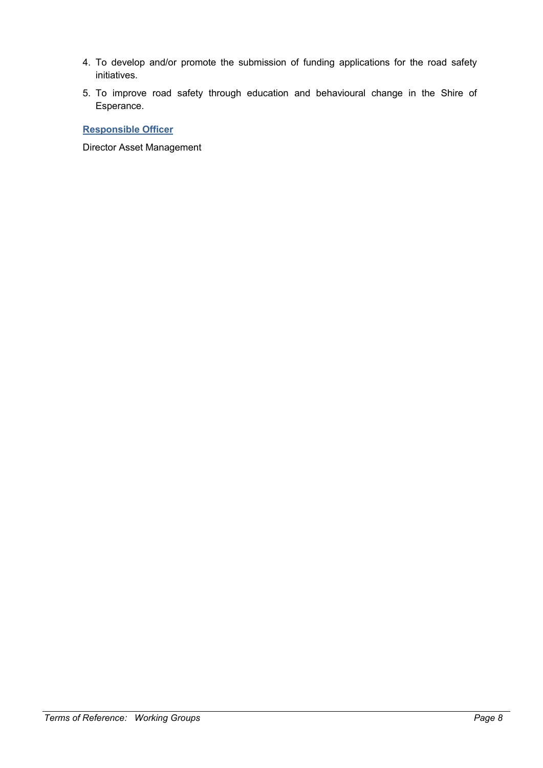4. To develop and/or promote the submission of funding applications for the road safety initiatives.
5. To improve road safety through education and behavioural change in the Shire of Esperance.

### Responsible Officer

Director Asset Management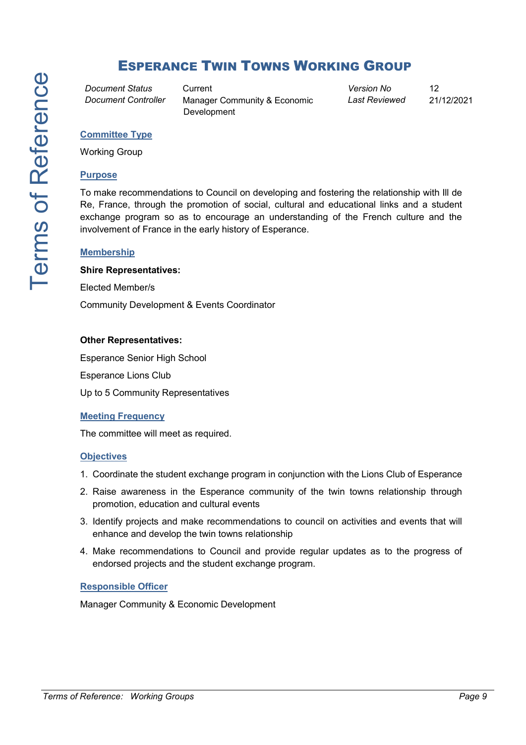# ESPERANCE TWIN TOWNS WORKING GROUP

| *Document Status* | Current | *Version No* | 12 |
|---|---|---|---|
| *Document Controller* | Manager Community & Economic Development | *Last Reviewed* | 21/12/2021 |

## Committee Type

Working Group

## Purpose

To make recommendations to Council on developing and fostering the relationship with Ill de Re, France, through the promotion of social, cultural and educational links and a student exchange program so as to encourage an understanding of the French culture and the involvement of France in the early history of Esperance.

## Membership

**Shire Representatives:**

Elected Member/s

Community Development & Events Coordinator

**Other Representatives:**

Esperance Senior High School

Esperance Lions Club

Up to 5 Community Representatives

## Meeting Frequency

The committee will meet as required.

## Objectives

1. Coordinate the student exchange program in conjunction with the Lions Club of Esperance
2. Raise awareness in the Esperance community of the twin towns relationship through promotion, education and cultural events
3. Identify projects and make recommendations to council on activities and events that will enhance and develop the twin towns relationship
4. Make recommendations to Council and provide regular updates as to the progress of endorsed projects and the student exchange program.

## Responsible Officer

Manager Community & Economic Development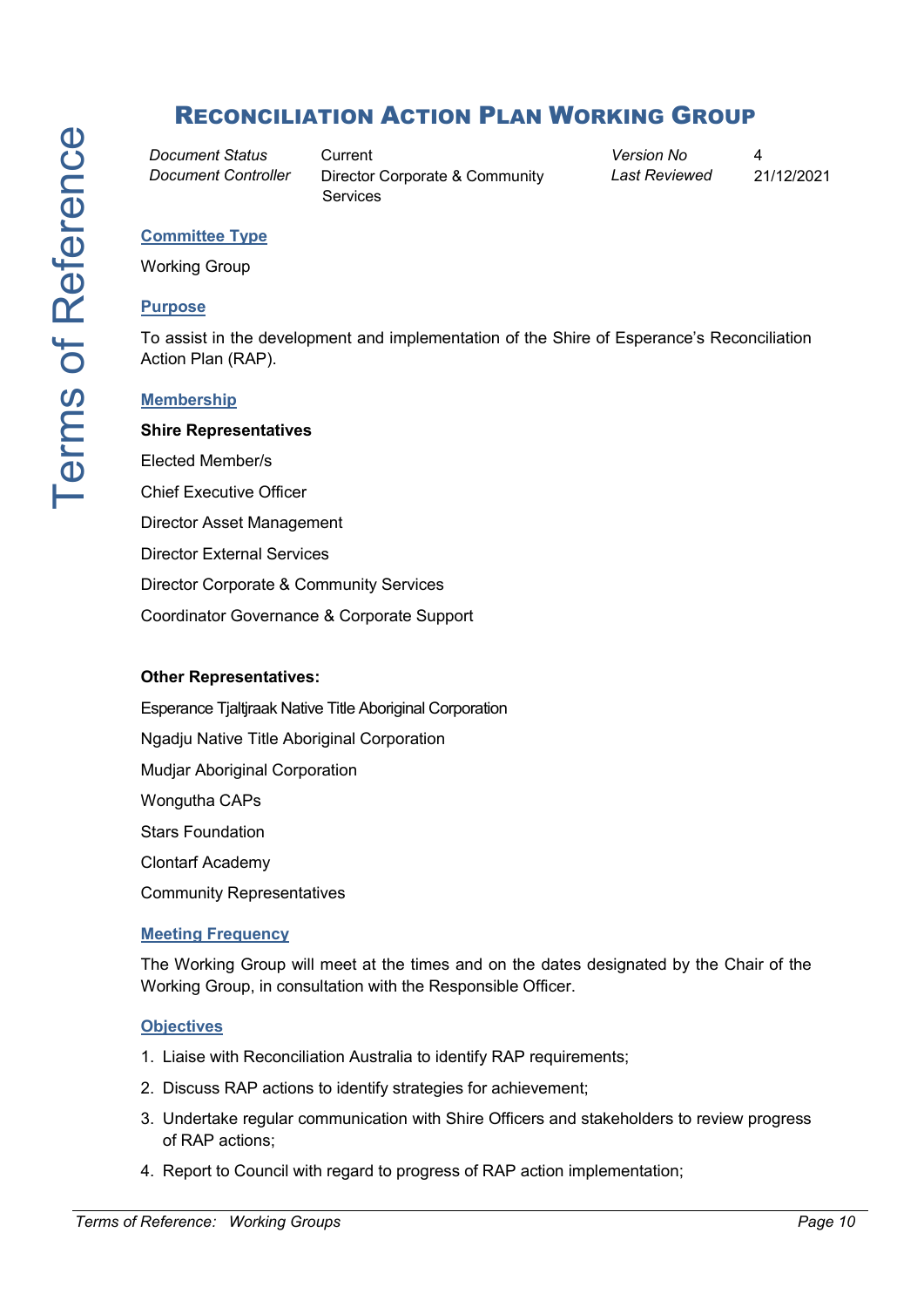# Reconciliation Action Plan Working Group

| *Document Status* | Current | *Version No* | 4 |
|---|---|---|---|
| *Document Controller* | Director Corporate & Community Services | *Last Reviewed* | 21/12/2021 |

## Committee Type

Working Group

## Purpose

To assist in the development and implementation of the Shire of Esperance's Reconciliation Action Plan (RAP).

## Membership

**Shire Representatives**

Elected Member/s

Chief Executive Officer

Director Asset Management

Director External Services

Director Corporate & Community Services

Coordinator Governance & Corporate Support

**Other Representatives:**

Esperance Tjaltjraak Native Title Aboriginal Corporation

Ngadju Native Title Aboriginal Corporation

Mudjar Aboriginal Corporation

Wongutha CAPs

Stars Foundation

Clontarf Academy

Community Representatives

## Meeting Frequency

The Working Group will meet at the times and on the dates designated by the Chair of the Working Group, in consultation with the Responsible Officer.

## Objectives

1. Liaise with Reconciliation Australia to identify RAP requirements;
2. Discuss RAP actions to identify strategies for achievement;
3. Undertake regular communication with Shire Officers and stakeholders to review progress of RAP actions;
4. Report to Council with regard to progress of RAP action implementation;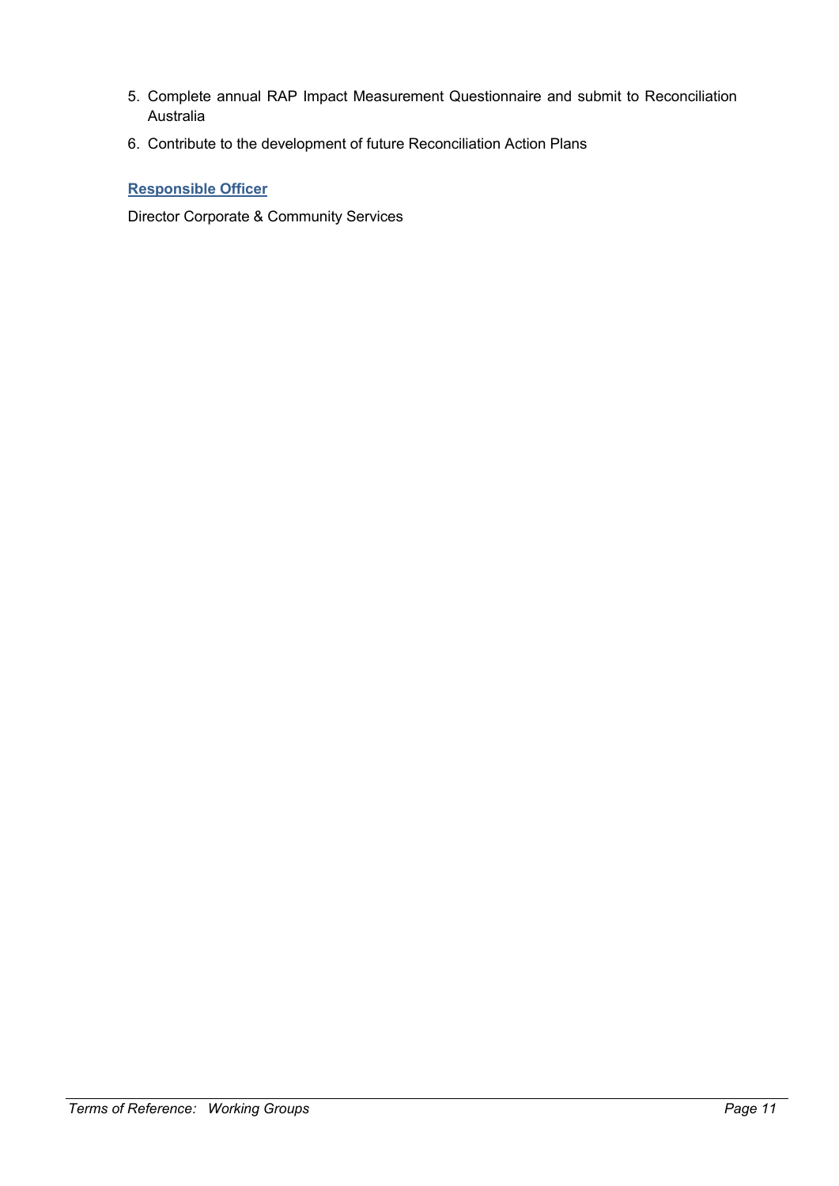5. Complete annual RAP Impact Measurement Questionnaire and submit to Reconciliation Australia
6. Contribute to the development of future Reconciliation Action Plans

**Responsible Officer**

Director Corporate & Community Services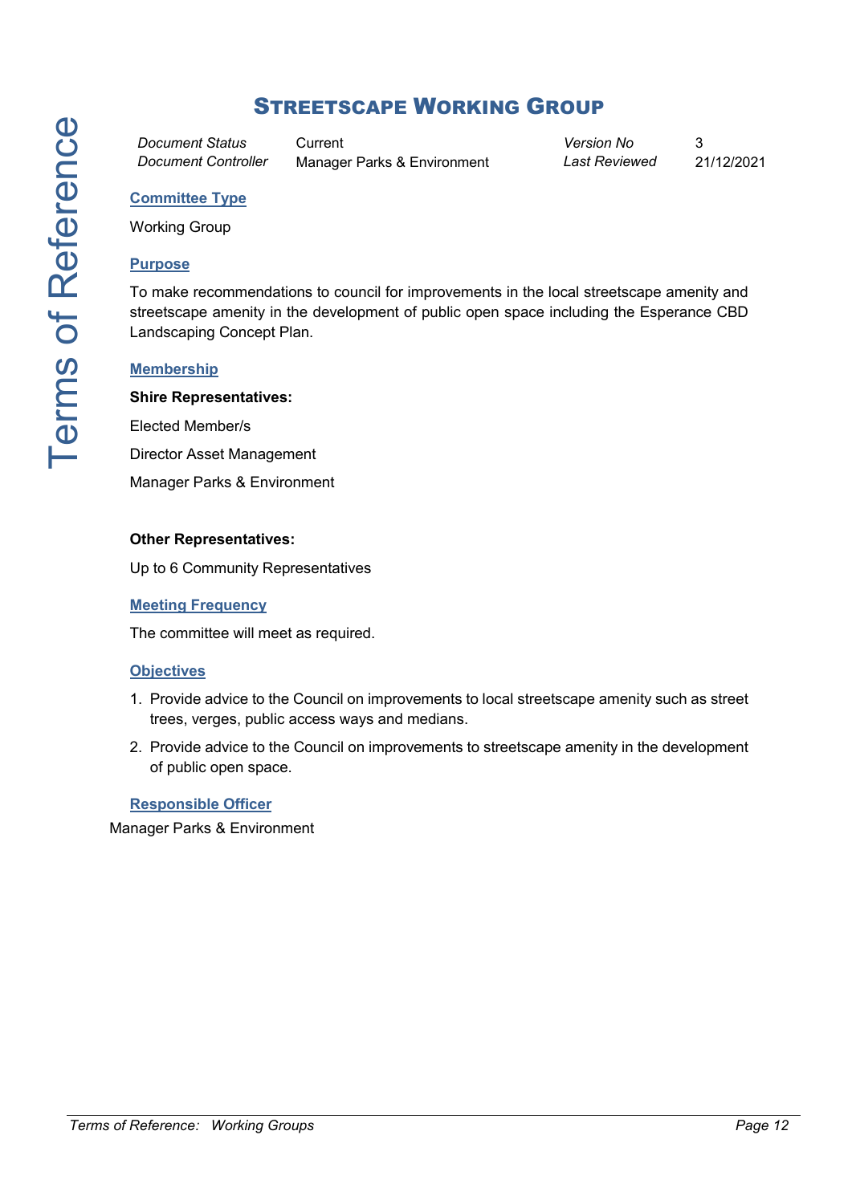# Streetscape Working Group

| *Document Status* | Current | *Version No* | 3 |
|---|---|---|---|
| *Document Controller* | Manager Parks & Environment | *Last Reviewed* | 21/12/2021 |

## Committee Type

Working Group

## Purpose

To make recommendations to council for improvements in the local streetscape amenity and streetscape amenity in the development of public open space including the Esperance CBD Landscaping Concept Plan.

## Membership

**Shire Representatives:**

Elected Member/s

Director Asset Management

Manager Parks & Environment

**Other Representatives:**

Up to 6 Community Representatives

## Meeting Frequency

The committee will meet as required.

## Objectives

1. Provide advice to the Council on improvements to local streetscape amenity such as street trees, verges, public access ways and medians.
2. Provide advice to the Council on improvements to streetscape amenity in the development of public open space.

## Responsible Officer

Manager Parks & Environment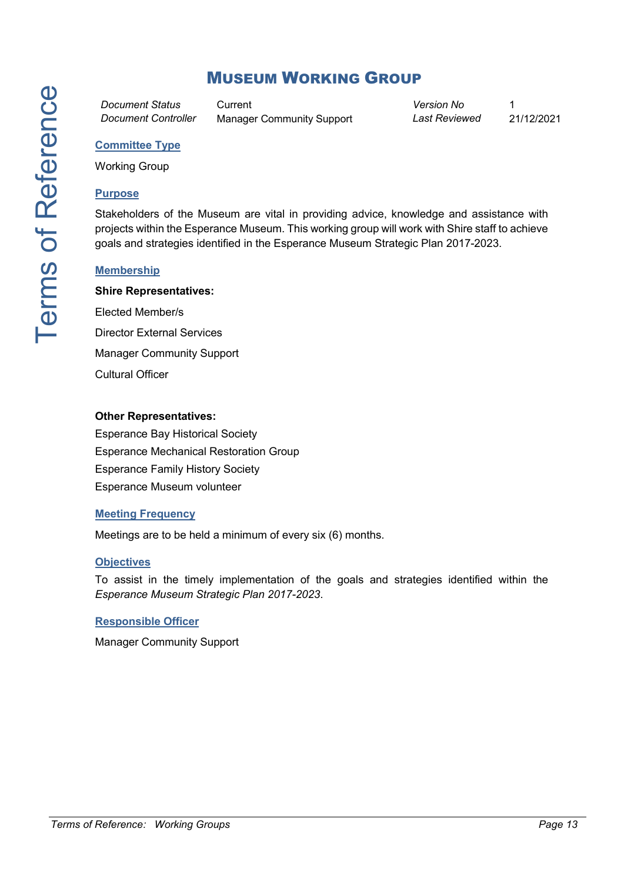# Museum Working Group

| *Document Status* | Current | *Version No* | 1 |
|---|---|---|---|
| *Document Controller* | Manager Community Support | *Last Reviewed* | 21/12/2021 |

## Committee Type

Working Group

## Purpose

Stakeholders of the Museum are vital in providing advice, knowledge and assistance with projects within the Esperance Museum. This working group will work with Shire staff to achieve goals and strategies identified in the Esperance Museum Strategic Plan 2017-2023.

## Membership

**Shire Representatives:**

Elected Member/s

Director External Services

Manager Community Support

Cultural Officer

**Other Representatives:**

Esperance Bay Historical Society

Esperance Mechanical Restoration Group

Esperance Family History Society

Esperance Museum volunteer

## Meeting Frequency

Meetings are to be held a minimum of every six (6) months.

## Objectives

To assist in the timely implementation of the goals and strategies identified within the *Esperance Museum Strategic Plan 2017-2023.*

## Responsible Officer

Manager Community Support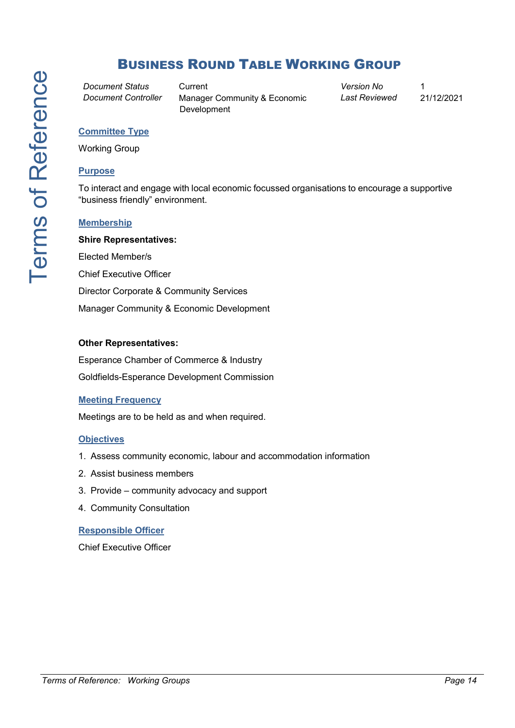# Business Round Table Working Group

| *Document Status* | Current | *Version No* | 1 |
|---|---|---|---|
| *Document Controller* | Manager Community & Economic Development | *Last Reviewed* | 21/12/2021 |

## Committee Type

Working Group

## Purpose

To interact and engage with local economic focussed organisations to encourage a supportive "business friendly" environment.

## Membership

**Shire Representatives:**

Elected Member/s

Chief Executive Officer

Director Corporate & Community Services

Manager Community & Economic Development

**Other Representatives:**

Esperance Chamber of Commerce & Industry

Goldfields-Esperance Development Commission

## Meeting Frequency

Meetings are to be held as and when required.

## Objectives

1. Assess community economic, labour and accommodation information
2. Assist business members
3. Provide – community advocacy and support
4. Community Consultation

## Responsible Officer

Chief Executive Officer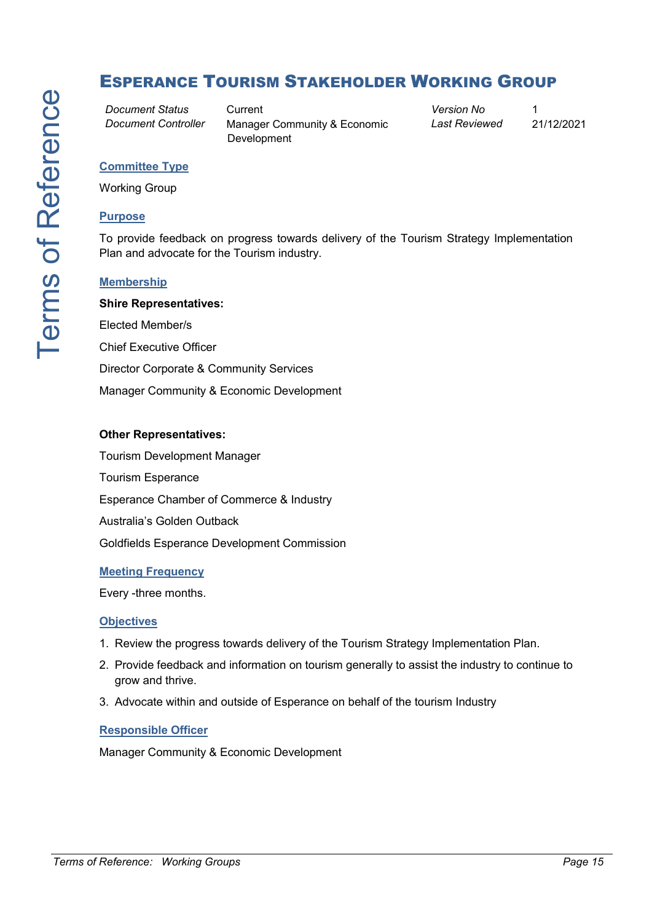# Esperance Tourism Stakeholder Working Group

| *Document Status* | Current | *Version No* | 1 |
|---|---|---|---|
| *Document Controller* | Manager Community & Economic Development | *Last Reviewed* | 21/12/2021 |

## Committee Type

Working Group

## Purpose

To provide feedback on progress towards delivery of the Tourism Strategy Implementation Plan and advocate for the Tourism industry.

## Membership

**Shire Representatives:**

Elected Member/s

Chief Executive Officer

Director Corporate & Community Services

Manager Community & Economic Development

**Other Representatives:**

Tourism Development Manager

Tourism Esperance

Esperance Chamber of Commerce & Industry

Australia's Golden Outback

Goldfields Esperance Development Commission

## Meeting Frequency

Every -three months.

## Objectives

1. Review the progress towards delivery of the Tourism Strategy Implementation Plan.
2. Provide feedback and information on tourism generally to assist the industry to continue to grow and thrive.
3. Advocate within and outside of Esperance on behalf of the tourism Industry

## Responsible Officer

Manager Community & Economic Development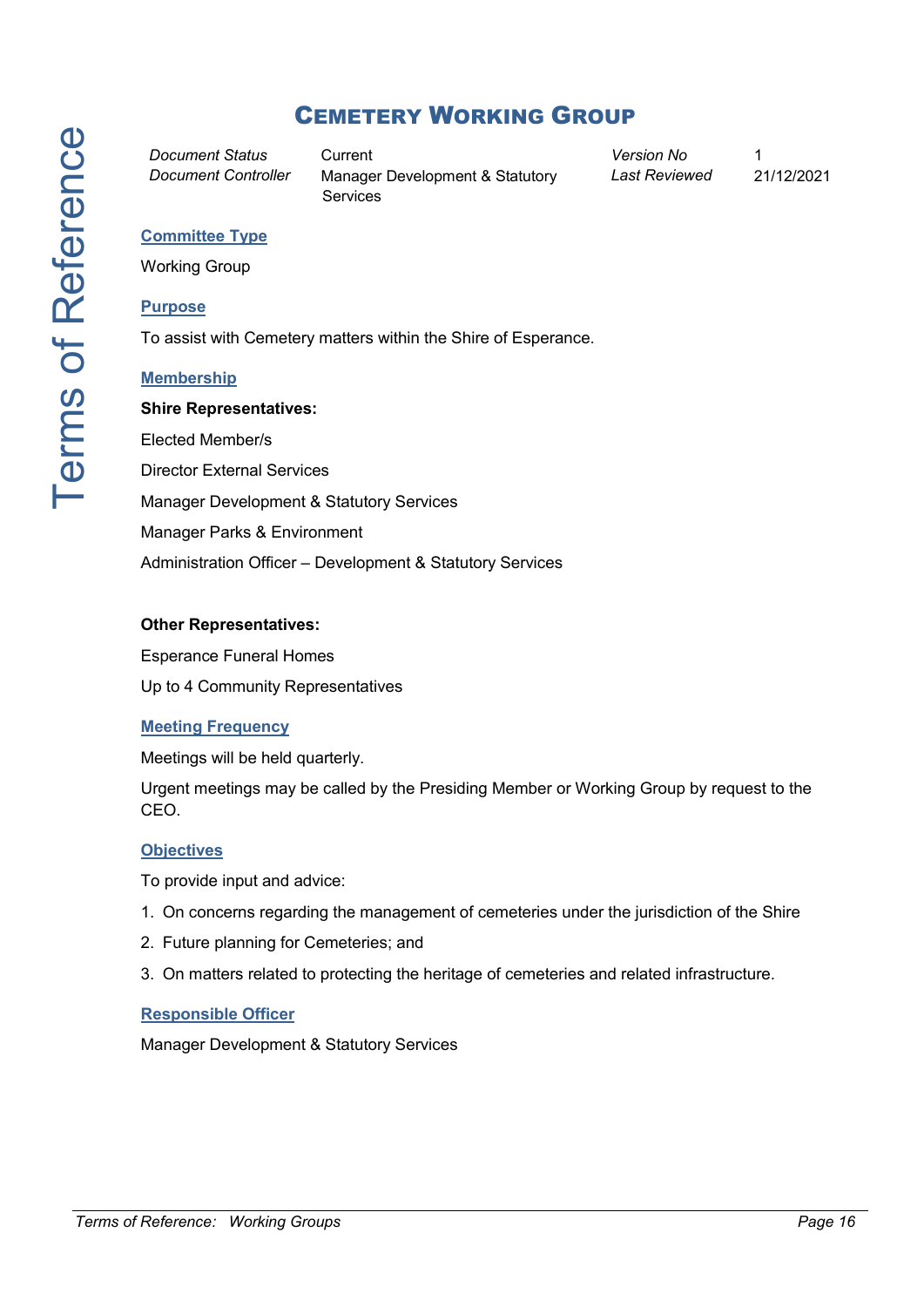# CEMETERY WORKING GROUP

| *Document Status* | Current | *Version No* | 1 |
|---|---|---|---|
| *Document Controller* | Manager Development & Statutory Services | *Last Reviewed* | 21/12/2021 |

## Committee Type

Working Group

## Purpose

To assist with Cemetery matters within the Shire of Esperance.

## Membership

**Shire Representatives:**

Elected Member/s

Director External Services

Manager Development & Statutory Services

Manager Parks & Environment

Administration Officer – Development & Statutory Services

**Other Representatives:**

Esperance Funeral Homes

Up to 4 Community Representatives

## Meeting Frequency

Meetings will be held quarterly.

Urgent meetings may be called by the Presiding Member or Working Group by request to the CEO.

## Objectives

To provide input and advice:

1. On concerns regarding the management of cemeteries under the jurisdiction of the Shire
2. Future planning for Cemeteries; and
3. On matters related to protecting the heritage of cemeteries and related infrastructure.

## Responsible Officer

Manager Development & Statutory Services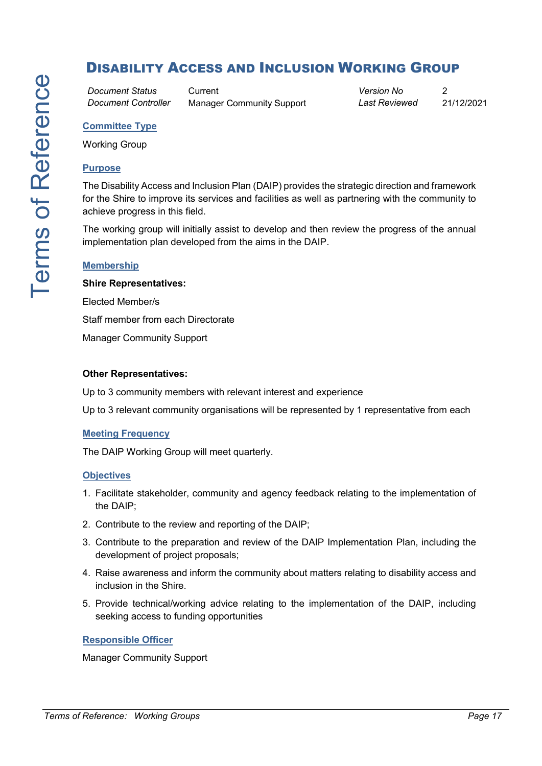# Disability Access and Inclusion Working Group

| *Document Status* | Current | *Version No* | 2 |
|---|---|---|---|
| *Document Controller* | Manager Community Support | *Last Reviewed* | 21/12/2021 |

## Committee Type

Working Group

## Purpose

The Disability Access and Inclusion Plan (DAIP) provides the strategic direction and framework for the Shire to improve its services and facilities as well as partnering with the community to achieve progress in this field.

The working group will initially assist to develop and then review the progress of the annual implementation plan developed from the aims in the DAIP.

## Membership

**Shire Representatives:**

Elected Member/s

Staff member from each Directorate

Manager Community Support

**Other Representatives:**

Up to 3 community members with relevant interest and experience

Up to 3 relevant community organisations will be represented by 1 representative from each

## Meeting Frequency

The DAIP Working Group will meet quarterly.

## Objectives

1. Facilitate stakeholder, community and agency feedback relating to the implementation of the DAIP;
2. Contribute to the review and reporting of the DAIP;
3. Contribute to the preparation and review of the DAIP Implementation Plan, including the development of project proposals;
4. Raise awareness and inform the community about matters relating to disability access and inclusion in the Shire.
5. Provide technical/working advice relating to the implementation of the DAIP, including seeking access to funding opportunities

## Responsible Officer

Manager Community Support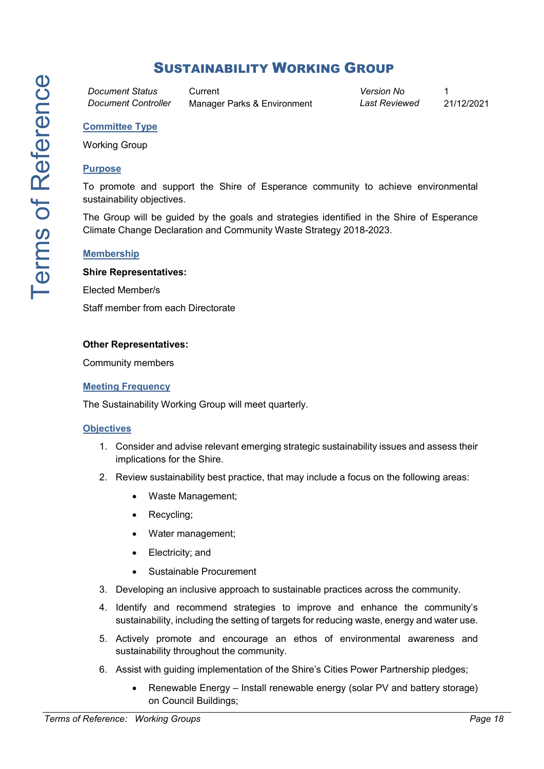# Sustainability Working Group

| *Document Status* | Current | *Version No* | 1 |
|---|---|---|---|
| *Document Controller* | Manager Parks & Environment | *Last Reviewed* | 21/12/2021 |

## Committee Type

Working Group

## Purpose

To promote and support the Shire of Esperance community to achieve environmental sustainability objectives.

The Group will be guided by the goals and strategies identified in the Shire of Esperance Climate Change Declaration and Community Waste Strategy 2018-2023.

## Membership

**Shire Representatives:**

Elected Member/s

Staff member from each Directorate

**Other Representatives:**

Community members

## Meeting Frequency

The Sustainability Working Group will meet quarterly.

## Objectives

1. Consider and advise relevant emerging strategic sustainability issues and assess their implications for the Shire.
2. Review sustainability best practice, that may include a focus on the following areas:
   - Waste Management;
   - Recycling;
   - Water management;
   - Electricity; and
   - Sustainable Procurement
3. Developing an inclusive approach to sustainable practices across the community.
4. Identify and recommend strategies to improve and enhance the community's sustainability, including the setting of targets for reducing waste, energy and water use.
5. Actively promote and encourage an ethos of environmental awareness and sustainability throughout the community.
6. Assist with guiding implementation of the Shire's Cities Power Partnership pledges;
   - Renewable Energy – Install renewable energy (solar PV and battery storage) on Council Buildings;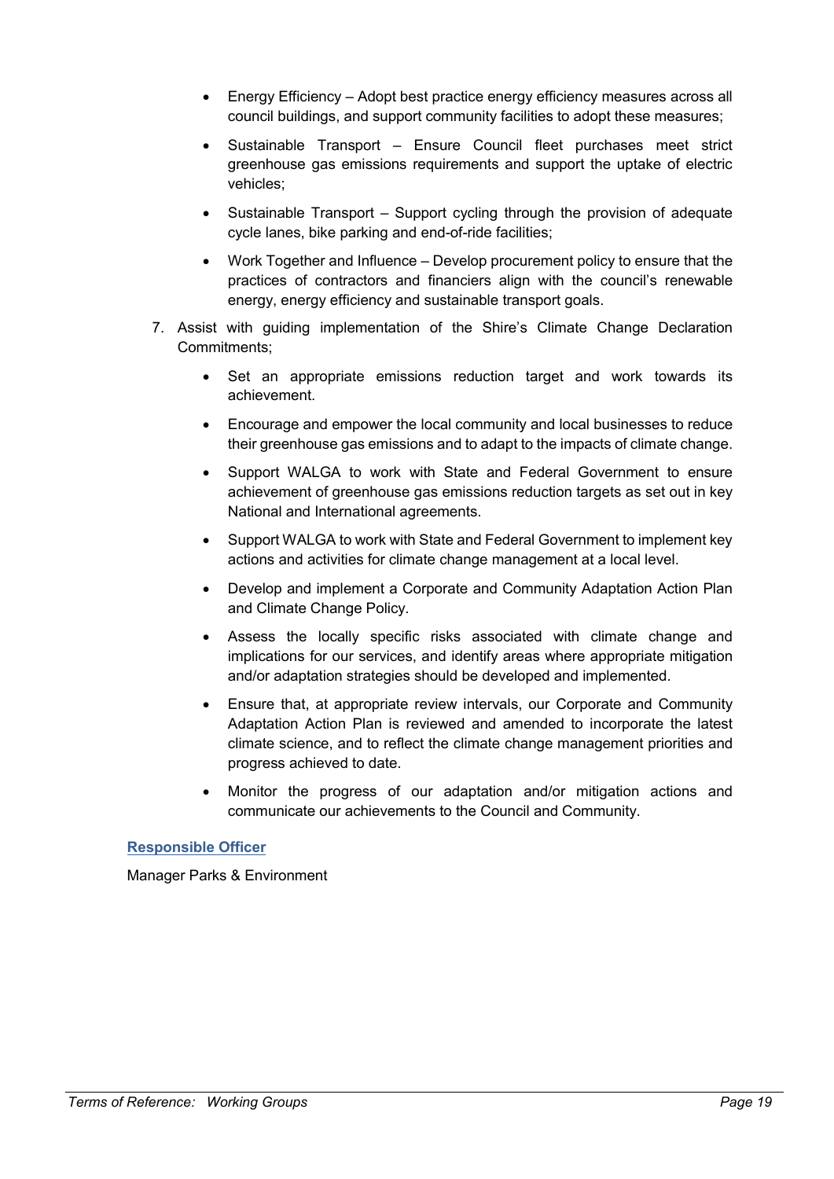- Energy Efficiency – Adopt best practice energy efficiency measures across all council buildings, and support community facilities to adopt these measures;
- Sustainable Transport – Ensure Council fleet purchases meet strict greenhouse gas emissions requirements and support the uptake of electric vehicles;
- Sustainable Transport – Support cycling through the provision of adequate cycle lanes, bike parking and end-of-ride facilities;
- Work Together and Influence – Develop procurement policy to ensure that the practices of contractors and financiers align with the council's renewable energy, energy efficiency and sustainable transport goals.

7. Assist with guiding implementation of the Shire's Climate Change Declaration Commitments;
   - Set an appropriate emissions reduction target and work towards its achievement.
   - Encourage and empower the local community and local businesses to reduce their greenhouse gas emissions and to adapt to the impacts of climate change.
   - Support WALGA to work with State and Federal Government to ensure achievement of greenhouse gas emissions reduction targets as set out in key National and International agreements.
   - Support WALGA to work with State and Federal Government to implement key actions and activities for climate change management at a local level.
   - Develop and implement a Corporate and Community Adaptation Action Plan and Climate Change Policy.
   - Assess the locally specific risks associated with climate change and implications for our services, and identify areas where appropriate mitigation and/or adaptation strategies should be developed and implemented.
   - Ensure that, at appropriate review intervals, our Corporate and Community Adaptation Action Plan is reviewed and amended to incorporate the latest climate science, and to reflect the climate change management priorities and progress achieved to date.
   - Monitor the progress of our adaptation and/or mitigation actions and communicate our achievements to the Council and Community.

**Responsible Officer**

Manager Parks & Environment